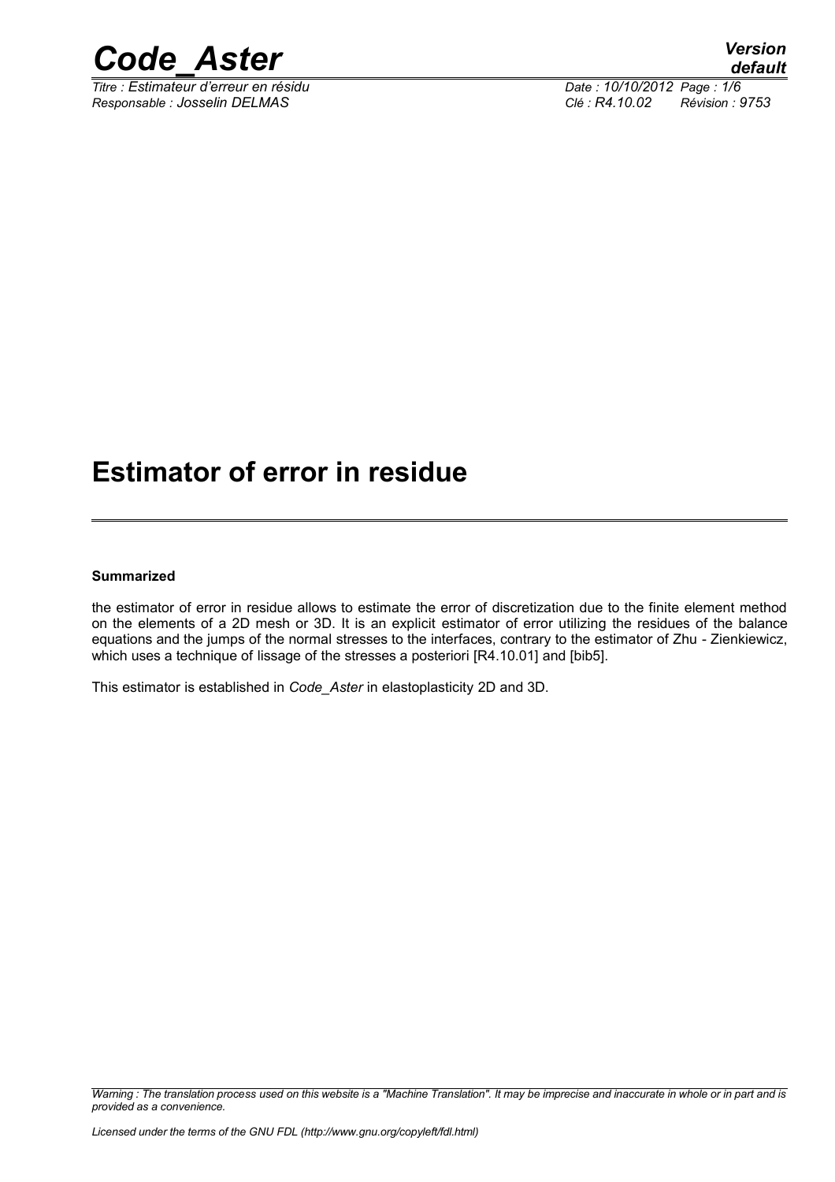# Estimator of error in residue

**Summarized**

the estimator of error in residue allows to estimate the error of discretization due to the finite element method on the elements of a 2D mesh or 3D. It is an explicit estimator of error utilizing the residues of the balance equations and the jumps of the normal stresses to the interfaces, contrary to the estimator of Zhu - Zienkiewicz, which uses a technique of lissage of the stresses a posteriori [R4.10.01] and [bib5].

This estimator is established in *Code_Aster* in elastoplasticity 2D and 3D.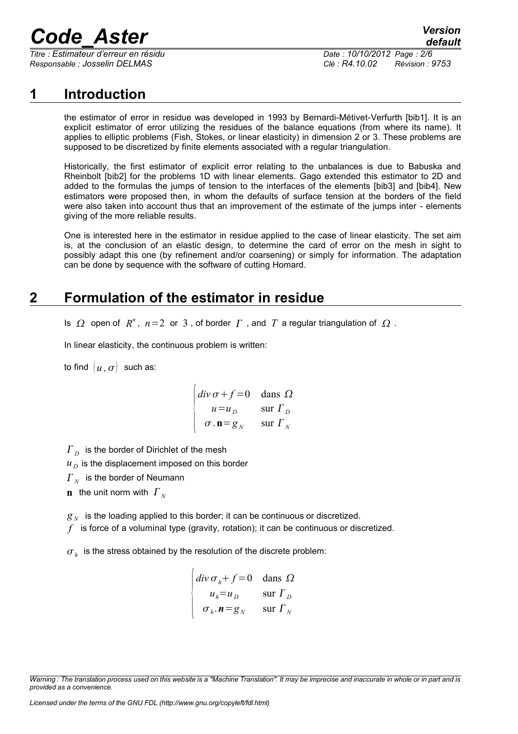# 1 Introduction

the estimator of error in residue was developed in 1993 by Bernardi-Métivet-Verfurth [bib1]. It is an explicit estimator of error utilizing the residues of the balance equations (from where its name). It applies to elliptic problems (Fish, Stokes, or linear elasticity) in dimension 2 or 3. These problems are supposed to be discretized by finite elements associated with a regular triangulation.

Historically, the first estimator of explicit error relating to the unbalances is due to Babuska and Rheinbolt [bib2] for the problems 1D with linear elements. Gago extended this estimator to 2D and added to the formulas the jumps of tension to the interfaces of the elements [bib3] and [bib4]. New estimators were proposed then, in whom the defaults of surface tension at the borders of the field were also taken into account thus that an improvement of the estimate of the jumps inter - elements giving of the more reliable results.

One is interested here in the estimator in residue applied to the case of linear elasticity. The set aim is, at the conclusion of an elastic design, to determine the card of error on the mesh in sight to possibly adapt this one (by refinement and/or coarsening) or simply for information. The adaptation can be done by sequence with the software of cutting Homard.

# 2 Formulation of the estimator in residue

Is $\Omega$ open of $R^n$, $n=2$ or $3$, of border $\Gamma$, and $T$ a regular triangulation of $\Omega$.

In linear elasticity, the continuous problem is written:

to find $(u, \sigma)$ such as:

$$\begin{cases} div\,\sigma + f = 0 & \text{dans } \Omega \\ u = u_D & \text{sur } \Gamma_D \\ \sigma.\mathbf{n} = g_N & \text{sur } \Gamma_N \end{cases}$$

$\Gamma_D$ is the border of Dirichlet of the mesh

$u_D$ is the displacement imposed on this border

$\Gamma_N$ is the border of Neumann

$\mathbf{n}$ the unit norm with $\Gamma_N$

$g_N$ is the loading applied to this border; it can be continuous or discretized.

$f$ is force of a voluminal type (gravity, rotation); it can be continuous or discretized.

$\sigma_h$ is the stress obtained by the resolution of the discrete problem:

$$\begin{cases} div\,\sigma_h + f = 0 & \text{dans } \Omega \\ u_h = u_D & \text{sur } \Gamma_D \\ \sigma_h.\boldsymbol{n} = g_N & \text{sur } \Gamma_N \end{cases}$$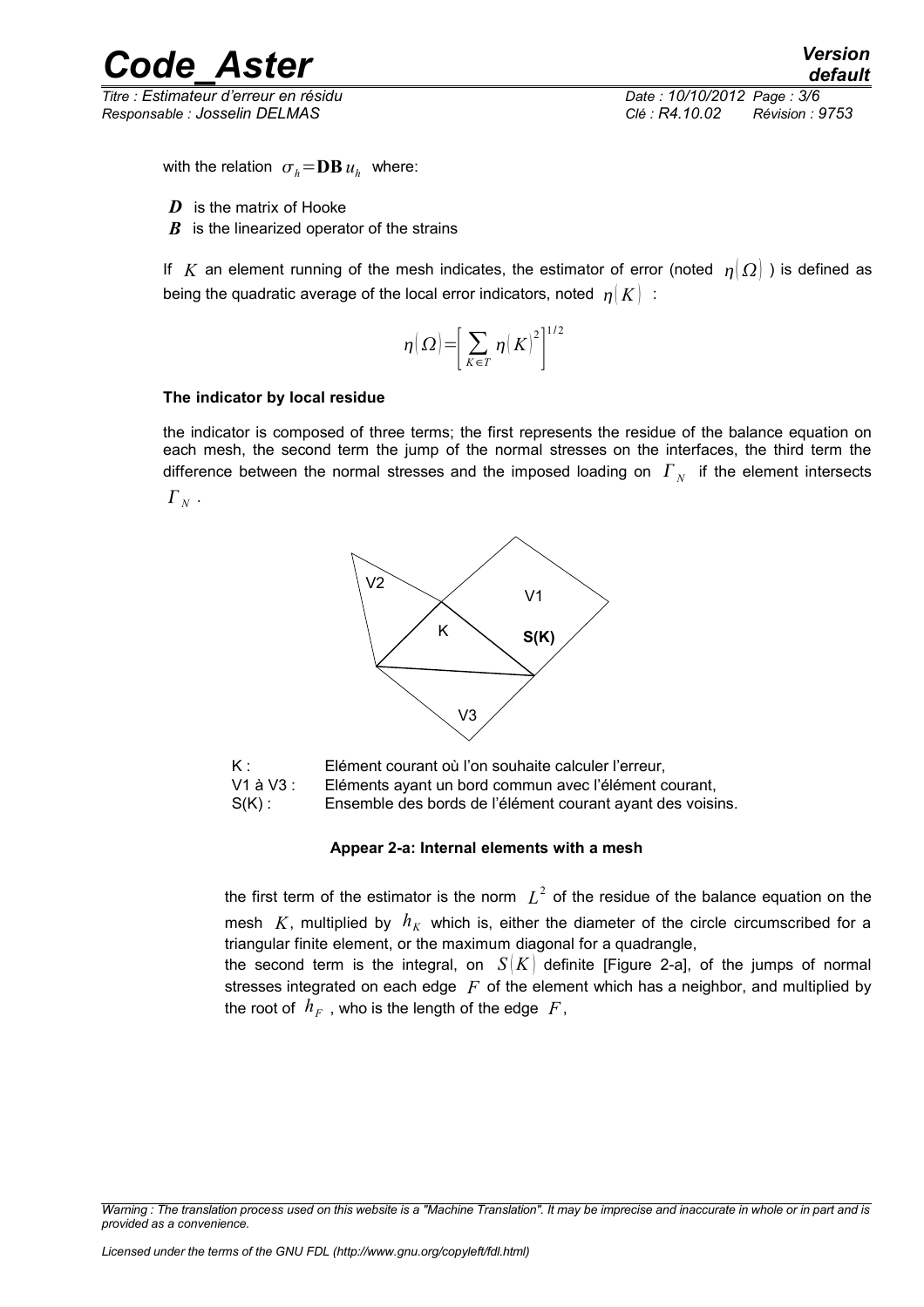with the relation $\sigma_h = \mathbf{DB}\, u_h$ where:

- $\boldsymbol{D}$ is the matrix of Hooke
- $\boldsymbol{B}$ is the linearized operator of the strains

If $K$ an element running of the mesh indicates, the estimator of error (noted $\eta(\Omega)$ ) is defined as being the quadratic average of the local error indicators, noted $\eta(K)$ :

$$\eta(\Omega) = \left[ \sum_{K \in T} \eta(K)^2 \right]^{1/2}$$

**The indicator by local residue**

the indicator is composed of three terms; the first represents the residue of the balance equation on each mesh, the second term the jump of the normal stresses on the interfaces, the third term the difference between the normal stresses and the imposed loading on $\Gamma_N$ if the element intersects $\Gamma_N$ .

K : Elément courant où l'on souhaite calculer l'erreur,
V1 à V3 : Eléments ayant un bord commun avec l'élément courant,
S(K) : Ensemble des bords de l'élément courant ayant des voisins.

**Appear 2-a: Internal elements with a mesh**

the first term of the estimator is the norm $L^2$ of the residue of the balance equation on the mesh $K$, multiplied by $h_K$ which is, either the diameter of the circle circumscribed for a triangular finite element, or the maximum diagonal for a quadrangle,

the second term is the integral, on $S(K)$ definite [Figure 2-a], of the jumps of normal stresses integrated on each edge $F$ of the element which has a neighbor, and multiplied by the root of $h_F$ , who is the length of the edge $F$,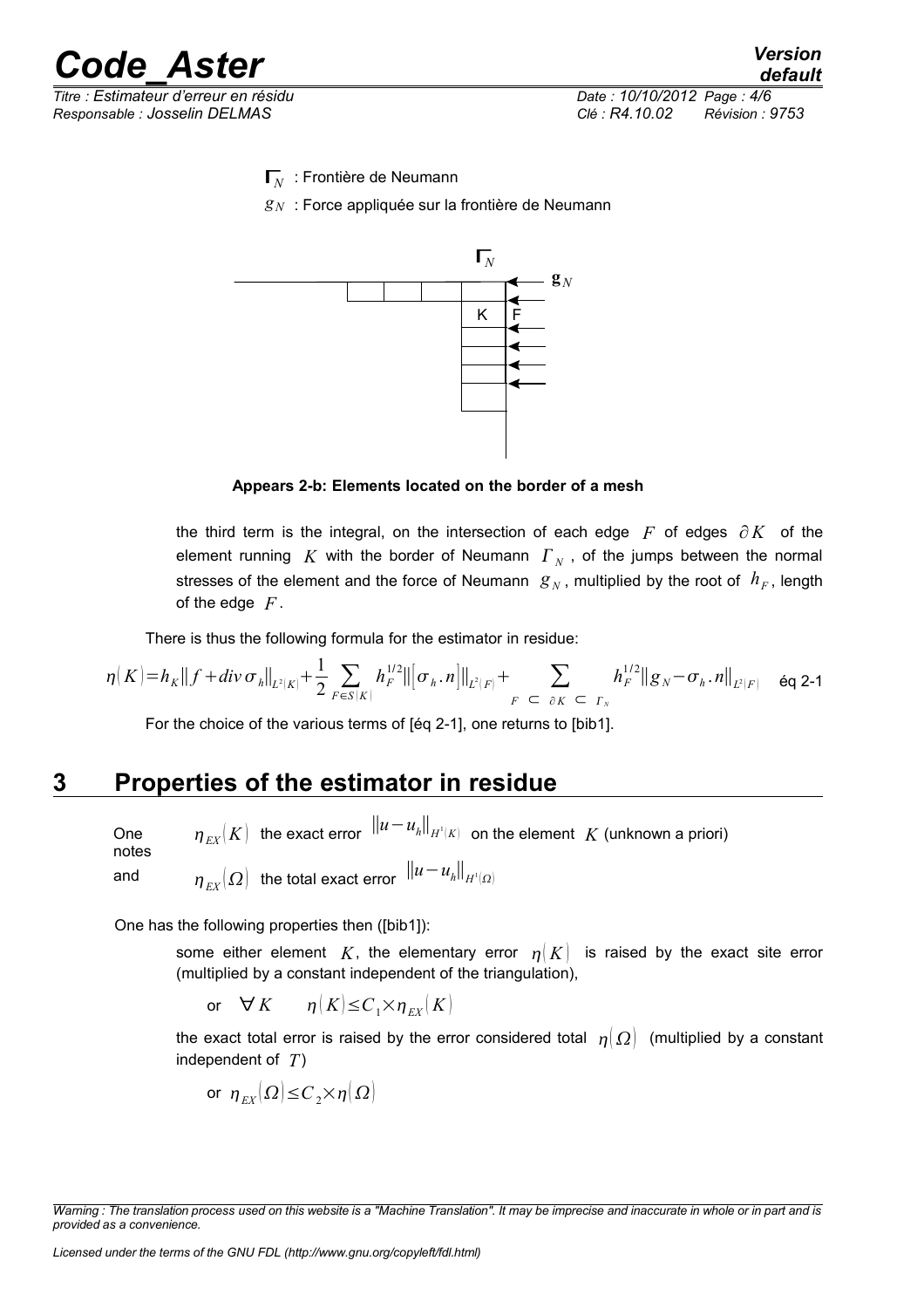$\Gamma_N$ : Frontière de Neumann

$g_N$ : Force appliquée sur la frontière de Neumann

**Appears 2-b: Elements located on the border of a mesh**

the third term is the integral, on the intersection of each edge $F$ of edges $\partial K$ of the element running $K$ with the border of Neumann $\Gamma_N$, of the jumps between the normal stresses of the element and the force of Neumann $g_N$, multiplied by the root of $h_F$, length of the edge $F$.

There is thus the following formula for the estimator in residue:

$$\eta(K)=h_K\|f+div\,\sigma_h\|_{L^2(K)}+\frac{1}{2}\sum_{F\in S(K)}h_F^{1/2}\|[\sigma_h.n]\|_{L^2(F)}+\sum_{F\subset\partial K\subset\Gamma_N}h_F^{1/2}\|g_N-\sigma_h.n\|_{L^2(F)} \quad \text{éq 2-1}$$

For the choice of the various terms of [éq 2-1], one returns to [bib1].

# 3 Properties of the estimator in residue

One notes $\eta_{EX}(K)$ the exact error $\|u-u_h\|_{H^1(K)}$ on the element $K$ (unknown a priori)

and $\eta_{EX}(\Omega)$ the total exact error $\|u-u_h\|_{H^1(\Omega)}$

One has the following properties then ([bib1]):

some either element $K$, the elementary error $\eta(K)$ is raised by the exact site error (multiplied by a constant independent of the triangulation),

or $\forall K \quad \eta(K)\leq C_1\times\eta_{EX}(K)$

the exact total error is raised by the error considered total $\eta(\Omega)$ (multiplied by a constant independent of $T$)

or $\eta_{EX}(\Omega)\leq C_2\times\eta(\Omega)$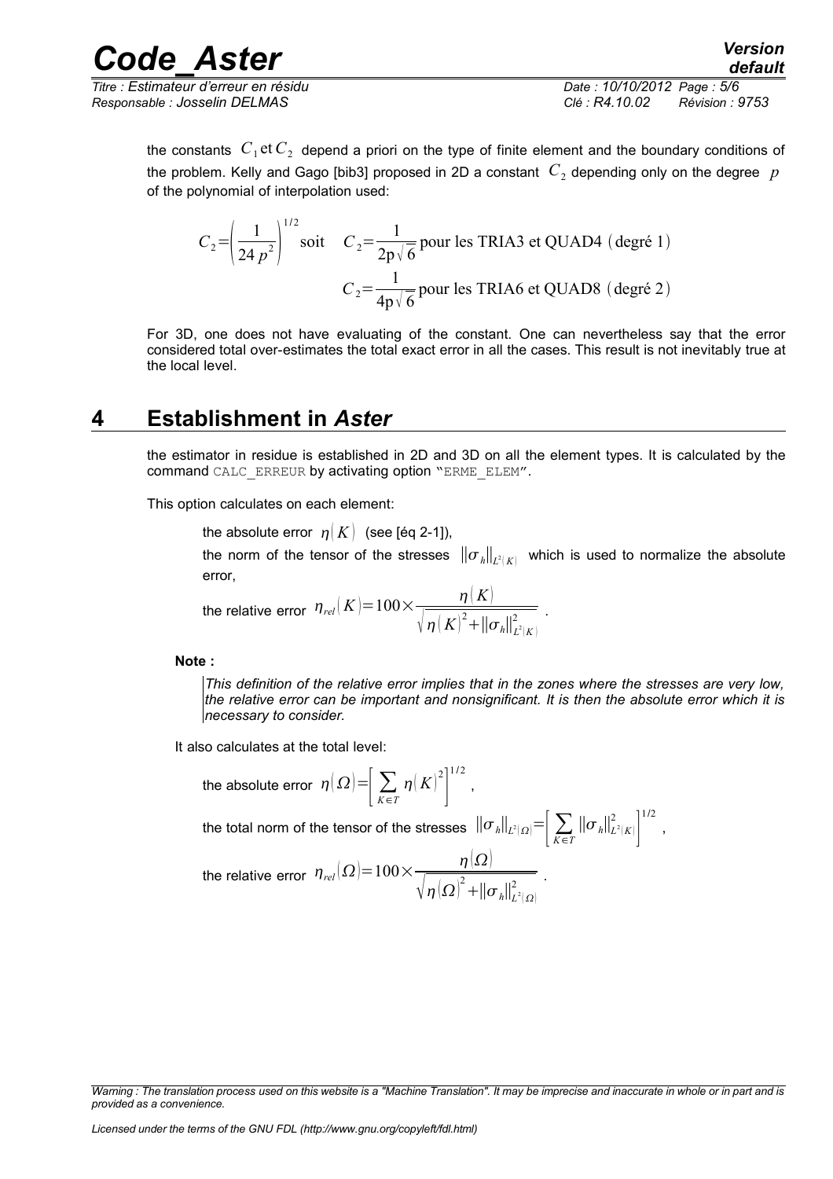the constants $C_1 \text{ et } C_2$ depend a priori on the type of finite element and the boundary conditions of the problem. Kelly and Gago [bib3] proposed in 2D a constant $C_2$ depending only on the degree $p$ of the polynomial of interpolation used:

$$C_2 = \left(\frac{1}{24\,p^2}\right)^{1/2} \text{ soit } \quad C_2 = \frac{1}{2p\sqrt{6}} \text{ pour les TRIA3 et QUAD4 (degré 1)}$$

$$C_2 = \frac{1}{4p\sqrt{6}} \text{ pour les TRIA6 et QUAD8 (degré 2)}$$

For 3D, one does not have evaluating of the constant. One can nevertheless say that the error considered total over-estimates the total exact error in all the cases. This result is not inevitably true at the local level.

# 4 Establishment in *Aster*

the estimator in residue is established in 2D and 3D on all the element types. It is calculated by the command `CALC_ERREUR` by activating option "`ERME_ELEM`".

This option calculates on each element:

the absolute error $\eta(K)$ (see [éq 2-1]),

the norm of the tensor of the stresses $\|\sigma_h\|_{L^2(K)}$ which is used to normalize the absolute error,

the relative error $\eta_{rel}(K) = 100 \times \dfrac{\eta(K)}{\sqrt{\eta(K)^2 + \|\sigma_h\|^2_{L^2(K)}}}$ .

**Note :**

*This definition of the relative error implies that in the zones where the stresses are very low, the relative error can be important and nonsignificant. It is then the absolute error which it is necessary to consider.*

It also calculates at the total level:

the absolute error $\eta(\Omega) = \left[\sum_{K \in T} \eta(K)^2\right]^{1/2}$ ,

the total norm of the tensor of the stresses $\|\sigma_h\|_{L^2(\Omega)} = \left[\sum_{K \in T} \|\sigma_h\|^2_{L^2(K)}\right]^{1/2}$ ,

the relative error $\eta_{rel}(\Omega) = 100 \times \dfrac{\eta(\Omega)}{\sqrt{\eta(\Omega)^2 + \|\sigma_h\|^2_{L^2(\Omega)}}}$ .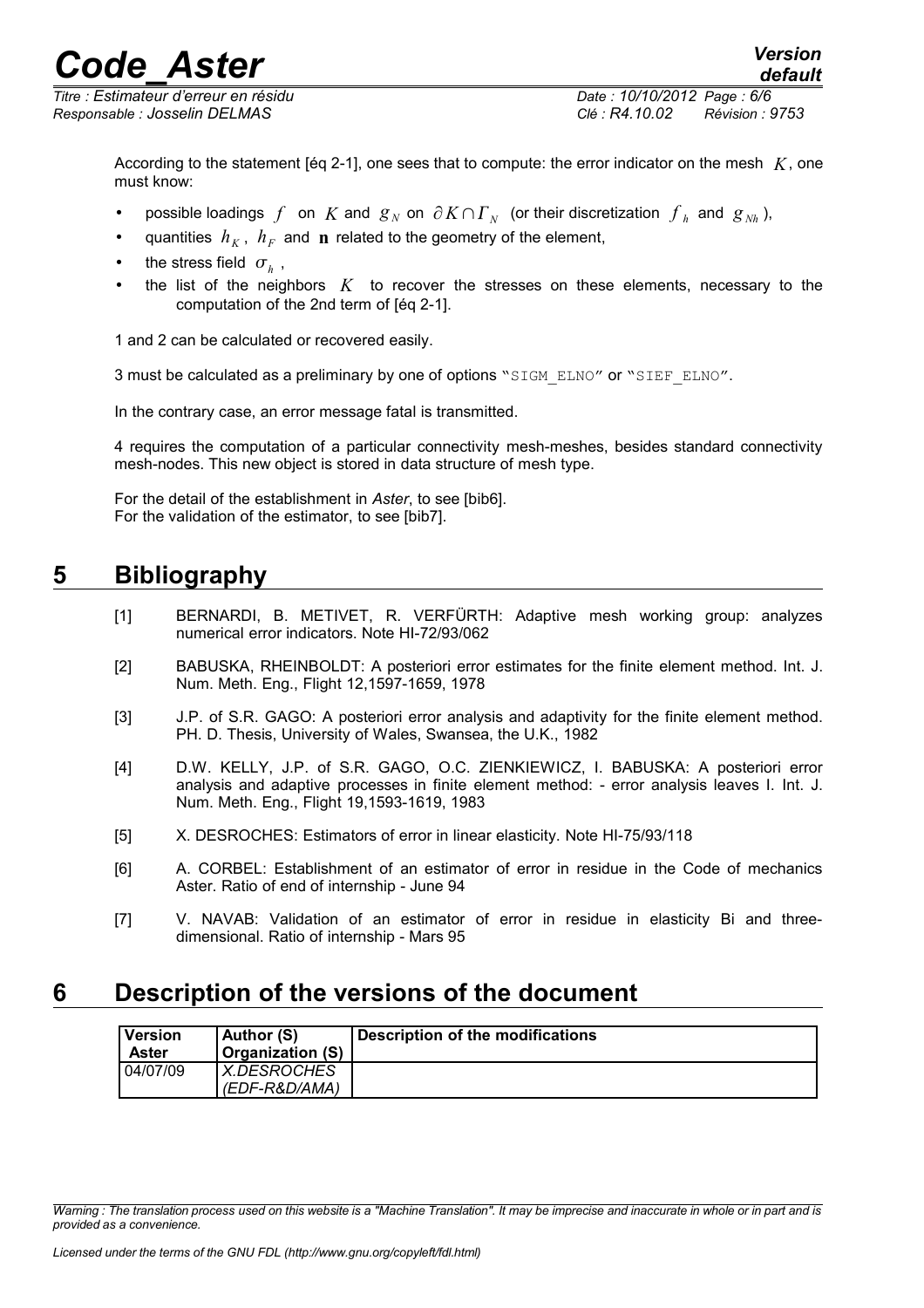According to the statement [éq 2-1], one sees that to compute: the error indicator on the mesh $K$, one must know:

- possible loadings $f$ on $K$ and $g_N$ on $\partial K \cap \Gamma_N$ (or their discretization $f_h$ and $g_{Nh}$),
- quantities $h_K$, $h_F$ and $\mathbf{n}$ related to the geometry of the element,
- the stress field $\sigma_h$,
- the list of the neighbors $K$ to recover the stresses on these elements, necessary to the computation of the 2nd term of [éq 2-1].

1 and 2 can be calculated or recovered easily.

3 must be calculated as a preliminary by one of options "SIGM_ELNO" or "SIEF_ELNO".

In the contrary case, an error message fatal is transmitted.

4 requires the computation of a particular connectivity mesh-meshes, besides standard connectivity mesh-nodes. This new object is stored in data structure of mesh type.

For the detail of the establishment in *Aster*, to see [bib6].
For the validation of the estimator, to see [bib7].

# 5 Bibliography

[1] BERNARDI, B. METIVET, R. VERFÜRTH: Adaptive mesh working group: analyzes numerical error indicators. Note HI-72/93/062

[2] BABUSKA, RHEINBOLDT: A posteriori error estimates for the finite element method. Int. J. Num. Meth. Eng., Flight 12,1597-1659, 1978

[3] J.P. of S.R. GAGO: A posteriori error analysis and adaptivity for the finite element method. PH. D. Thesis, University of Wales, Swansea, the U.K., 1982

[4] D.W. KELLY, J.P. of S.R. GAGO, O.C. ZIENKIEWICZ, I. BABUSKA: A posteriori error analysis and adaptive processes in finite element method: - error analysis leaves I. Int. J. Num. Meth. Eng., Flight 19,1593-1619, 1983

[5] X. DESROCHES: Estimators of error in linear elasticity. Note HI-75/93/118

[6] A. CORBEL: Establishment of an estimator of error in residue in the Code of mechanics Aster. Ratio of end of internship - June 94

[7] V. NAVAB: Validation of an estimator of error in residue in elasticity Bi and three-dimensional. Ratio of internship - Mars 95

# 6 Description of the versions of the document

| Version Aster | Author (S) Organization (S) | Description of the modifications |
|---|---|---|
| 04/07/09 | *X.DESROCHES (EDF-R&D/AMA)* | |